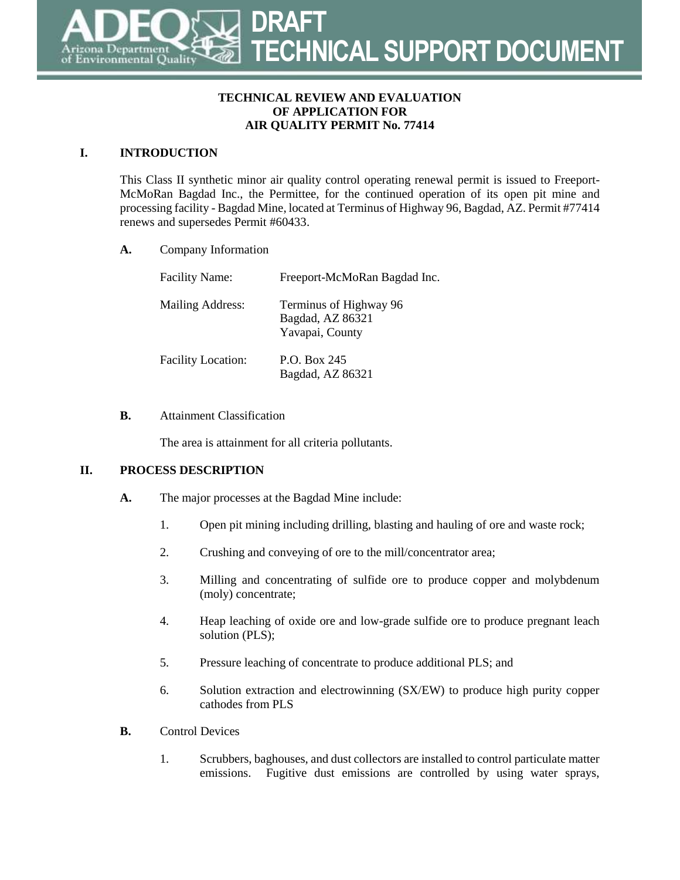# DRAFT TECHNICAL SUPPORT DOCUMENT

**TECHNICAL REVIEW AND EVALUATION**
**OF APPLICATION FOR**
**AIR QUALITY PERMIT No. 77414**

## I. INTRODUCTION

This Class II synthetic minor air quality control operating renewal permit is issued to Freeport-McMoRan Bagdad Inc., the Permittee, for the continued operation of its open pit mine and processing facility - Bagdad Mine, located at Terminus of Highway 96, Bagdad, AZ. Permit #77414 renews and supersedes Permit #60433.

### A. Company Information

Facility Name: Freeport-McMoRan Bagdad Inc.

Mailing Address: Terminus of Highway 96
Bagdad, AZ 86321
Yavapai, County

Facility Location: P.O. Box 245
Bagdad, AZ 86321

### B. Attainment Classification

The area is attainment for all criteria pollutants.

## II. PROCESS DESCRIPTION

### A. The major processes at the Bagdad Mine include:

1. Open pit mining including drilling, blasting and hauling of ore and waste rock;
2. Crushing and conveying of ore to the mill/concentrator area;
3. Milling and concentrating of sulfide ore to produce copper and molybdenum (moly) concentrate;
4. Heap leaching of oxide ore and low-grade sulfide ore to produce pregnant leach solution (PLS);
5. Pressure leaching of concentrate to produce additional PLS; and
6. Solution extraction and electrowinning (SX/EW) to produce high purity copper cathodes from PLS

### B. Control Devices

1. Scrubbers, baghouses, and dust collectors are installed to control particulate matter emissions. Fugitive dust emissions are controlled by using water sprays,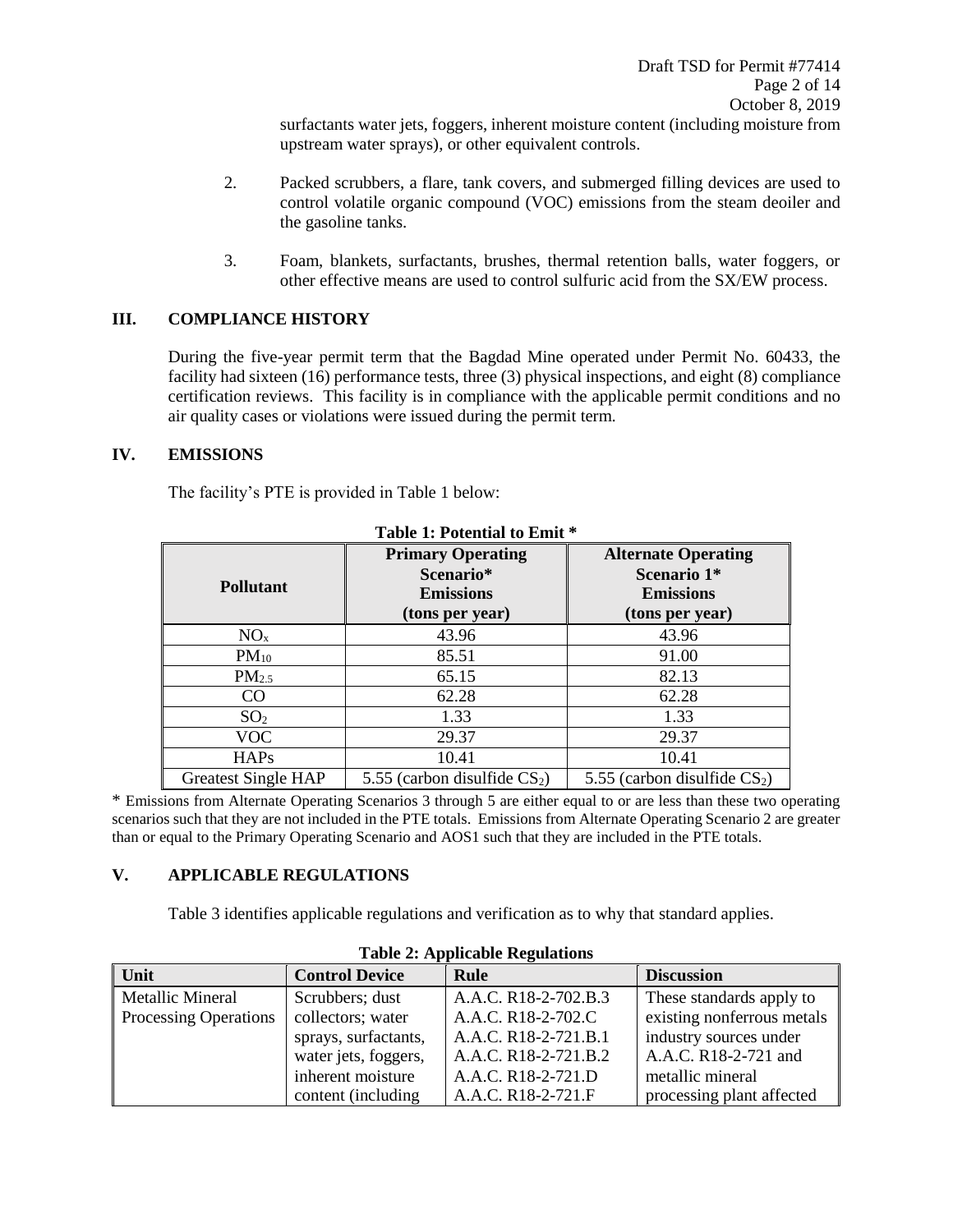surfactants water jets, foggers, inherent moisture content (including moisture from upstream water sprays), or other equivalent controls.

2. Packed scrubbers, a flare, tank covers, and submerged filling devices are used to control volatile organic compound (VOC) emissions from the steam deoiler and the gasoline tanks.

3. Foam, blankets, surfactants, brushes, thermal retention balls, water foggers, or other effective means are used to control sulfuric acid from the SX/EW process.

## III. COMPLIANCE HISTORY

During the five-year permit term that the Bagdad Mine operated under Permit No. 60433, the facility had sixteen (16) performance tests, three (3) physical inspections, and eight (8) compliance certification reviews. This facility is in compliance with the applicable permit conditions and no air quality cases or violations were issued during the permit term.

## IV. EMISSIONS

The facility's PTE is provided in Table 1 below:

**Table 1: Potential to Emit ***

| Pollutant | Primary Operating Scenario* Emissions (tons per year) | Alternate Operating Scenario 1* Emissions (tons per year) |
|---|---|---|
| $NO_x$ | 43.96 | 43.96 |
| $PM_{10}$ | 85.51 | 91.00 |
| $PM_{2.5}$ | 65.15 | 82.13 |
| CO | 62.28 | 62.28 |
| $SO_2$ | 1.33 | 1.33 |
| VOC | 29.37 | 29.37 |
| HAPs | 10.41 | 10.41 |
| Greatest Single HAP | 5.55 (carbon disulfide $CS_2$) | 5.55 (carbon disulfide $CS_2$) |

* Emissions from Alternate Operating Scenarios 3 through 5 are either equal to or are less than these two operating scenarios such that they are not included in the PTE totals. Emissions from Alternate Operating Scenario 2 are greater than or equal to the Primary Operating Scenario and AOS1 such that they are included in the PTE totals.

## V. APPLICABLE REGULATIONS

Table 3 identifies applicable regulations and verification as to why that standard applies.

**Table 2: Applicable Regulations**

| Unit | Control Device | Rule | Discussion |
|---|---|---|---|
| Metallic Mineral Processing Operations | Scrubbers; dust collectors; water sprays, surfactants, water jets, foggers, inherent moisture content (including | A.A.C. R18-2-702.B.3<br>A.A.C. R18-2-702.C<br>A.A.C. R18-2-721.B.1<br>A.A.C. R18-2-721.B.2<br>A.A.C. R18-2-721.D<br>A.A.C. R18-2-721.F | These standards apply to existing nonferrous metals industry sources under A.A.C. R18-2-721 and metallic mineral processing plant affected |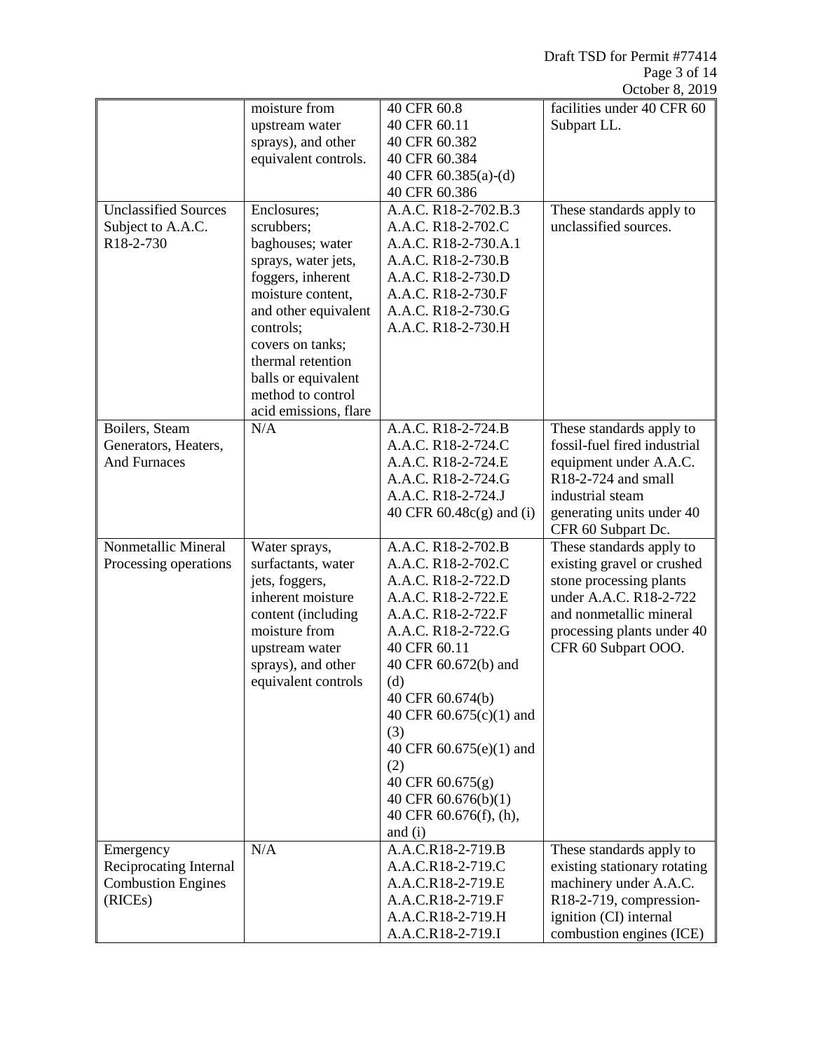| | | | |
|---|---|---|---|
| | moisture from upstream water sprays), and other equivalent controls. | 40 CFR 60.8<br>40 CFR 60.11<br>40 CFR 60.382<br>40 CFR 60.384<br>40 CFR 60.385(a)-(d)<br>40 CFR 60.386 | facilities under 40 CFR 60 Subpart LL. |
| Unclassified Sources Subject to A.A.C. R18-2-730 | Enclosures; scrubbers; baghouses; water sprays, water jets, foggers, inherent moisture content, and other equivalent controls; covers on tanks; thermal retention balls or equivalent method to control acid emissions, flare | A.A.C. R18-2-702.B.3<br>A.A.C. R18-2-702.C<br>A.A.C. R18-2-730.A.1<br>A.A.C. R18-2-730.B<br>A.A.C. R18-2-730.D<br>A.A.C. R18-2-730.F<br>A.A.C. R18-2-730.G<br>A.A.C. R18-2-730.H | These standards apply to unclassified sources. |
| Boilers, Steam Generators, Heaters, And Furnaces | N/A | A.A.C. R18-2-724.B<br>A.A.C. R18-2-724.C<br>A.A.C. R18-2-724.E<br>A.A.C. R18-2-724.G<br>A.A.C. R18-2-724.J<br>40 CFR 60.48c(g) and (i) | These standards apply to fossil-fuel fired industrial equipment under A.A.C. R18-2-724 and small industrial steam generating units under 40 CFR 60 Subpart Dc. |
| Nonmetallic Mineral Processing operations | Water sprays, surfactants, water jets, foggers, inherent moisture content (including moisture from upstream water sprays), and other equivalent controls | A.A.C. R18-2-702.B<br>A.A.C. R18-2-702.C<br>A.A.C. R18-2-722.D<br>A.A.C. R18-2-722.E<br>A.A.C. R18-2-722.F<br>A.A.C. R18-2-722.G<br>40 CFR 60.11<br>40 CFR 60.672(b) and (d)<br>40 CFR 60.674(b)<br>40 CFR 60.675(c)(1) and (3)<br>40 CFR 60.675(e)(1) and (2)<br>40 CFR 60.675(g)<br>40 CFR 60.676(b)(1)<br>40 CFR 60.676(f), (h), and (i) | These standards apply to existing gravel or crushed stone processing plants under A.A.C. R18-2-722 and nonmetallic mineral processing plants under 40 CFR 60 Subpart OOO. |
| Emergency Reciprocating Internal Combustion Engines (RICEs) | N/A | A.A.C.R18-2-719.B<br>A.A.C.R18-2-719.C<br>A.A.C.R18-2-719.E<br>A.A.C.R18-2-719.F<br>A.A.C.R18-2-719.H<br>A.A.C.R18-2-719.I | These standards apply to existing stationary rotating machinery under A.A.C. R18-2-719, compression-ignition (CI) internal combustion engines (ICE) |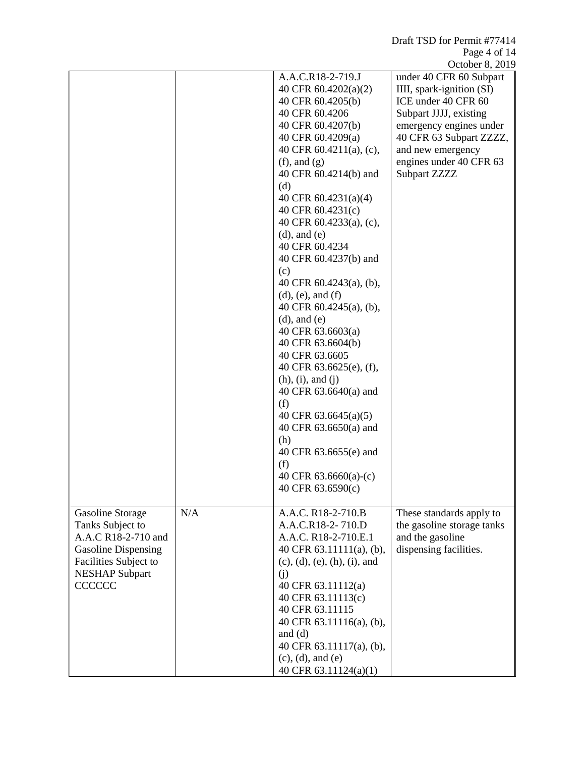| | | | |
|---|---|---|---|
| | | A.A.C.R18-2-719.J<br>40 CFR 60.4202(a)(2)<br>40 CFR 60.4205(b)<br>40 CFR 60.4206<br>40 CFR 60.4207(b)<br>40 CFR 60.4209(a)<br>40 CFR 60.4211(a), (c), (f), and (g)<br>40 CFR 60.4214(b) and (d)<br>40 CFR 60.4231(a)(4)<br>40 CFR 60.4231(c)<br>40 CFR 60.4233(a), (c), (d), and (e)<br>40 CFR 60.4234<br>40 CFR 60.4237(b) and (c)<br>40 CFR 60.4243(a), (b), (d), (e), and (f)<br>40 CFR 60.4245(a), (b), (d), and (e)<br>40 CFR 63.6603(a)<br>40 CFR 63.6604(b)<br>40 CFR 63.6605<br>40 CFR 63.6625(e), (f), (h), (i), and (j)<br>40 CFR 63.6640(a) and (f)<br>40 CFR 63.6645(a)(5)<br>40 CFR 63.6650(a) and (h)<br>40 CFR 63.6655(e) and (f)<br>40 CFR 63.6660(a)-(c)<br>40 CFR 63.6590(c) | under 40 CFR 60 Subpart IIII, spark-ignition (SI) ICE under 40 CFR 60 Subpart JJJJ, existing emergency engines under 40 CFR 63 Subpart ZZZZ, and new emergency engines under 40 CFR 63 Subpart ZZZZ |
| Gasoline Storage Tanks Subject to A.A.C R18-2-710 and Gasoline Dispensing Facilities Subject to NESHAP Subpart CCCCCC | N/A | A.A.C. R18-2-710.B<br>A.A.C.R18-2- 710.D<br>A.A.C. R18-2-710.E.1<br>40 CFR 63.11111(a), (b), (c), (d), (e), (h), (i), and (j)<br>40 CFR 63.11112(a)<br>40 CFR 63.11113(c)<br>40 CFR 63.11115<br>40 CFR 63.11116(a), (b), and (d)<br>40 CFR 63.11117(a), (b), (c), (d), and (e)<br>40 CFR 63.11124(a)(1) | These standards apply to the gasoline storage tanks and the gasoline dispensing facilities. |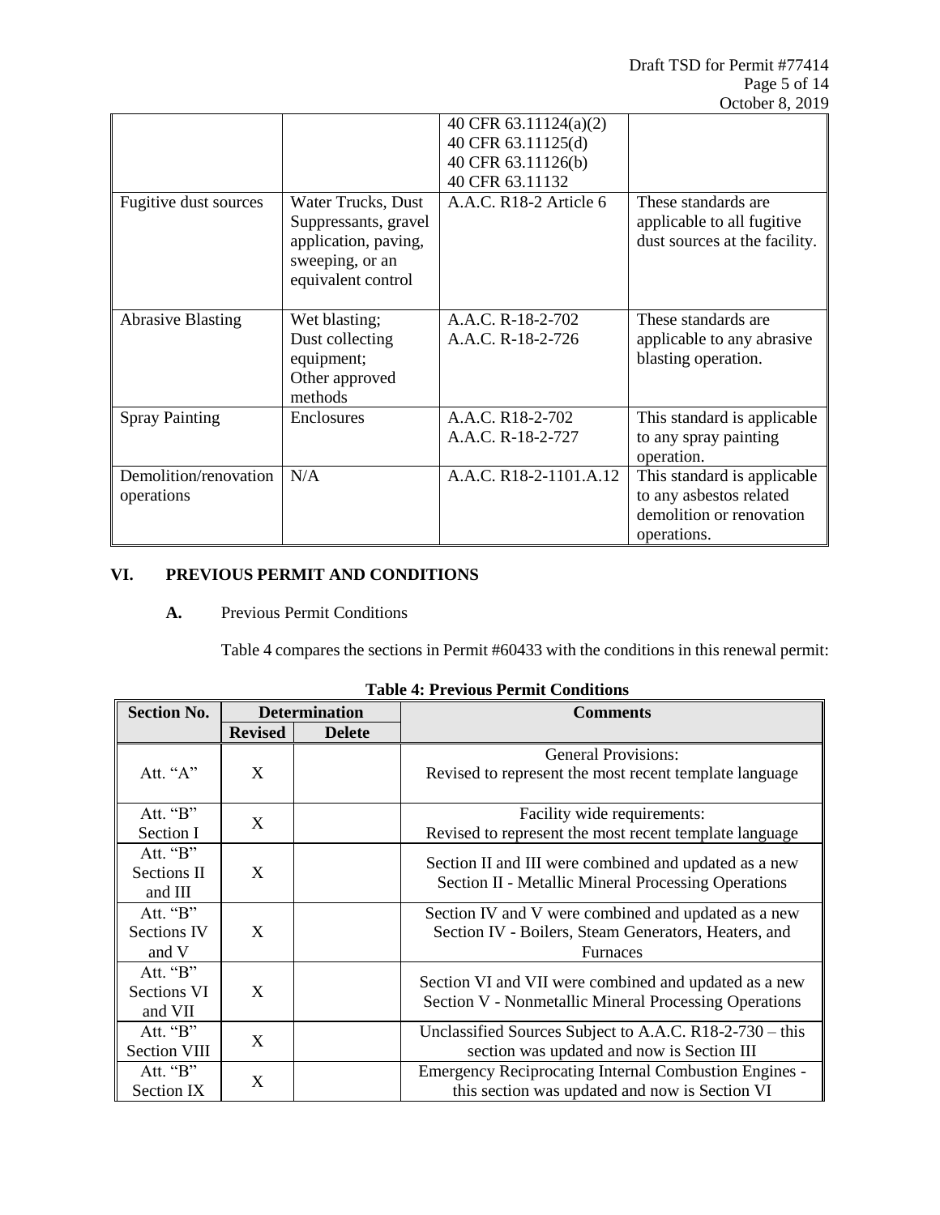| | | 40 CFR 63.11124(a)(2)<br>40 CFR 63.11125(d)<br>40 CFR 63.11126(b)<br>40 CFR 63.11132 | |
|---|---|---|---|
| Fugitive dust sources | Water Trucks, Dust Suppressants, gravel application, paving, sweeping, or an equivalent control | A.A.C. R18-2 Article 6 | These standards are applicable to all fugitive dust sources at the facility. |
| Abrasive Blasting | Wet blasting;<br>Dust collecting equipment;<br>Other approved methods | A.A.C. R-18-2-702<br>A.A.C. R-18-2-726 | These standards are applicable to any abrasive blasting operation. |
| Spray Painting | Enclosures | A.A.C. R18-2-702<br>A.A.C. R-18-2-727 | This standard is applicable to any spray painting operation. |
| Demolition/renovation operations | N/A | A.A.C. R18-2-1101.A.12 | This standard is applicable to any asbestos related demolition or renovation operations. |

## VI. PREVIOUS PERMIT AND CONDITIONS

### A. Previous Permit Conditions

Table 4 compares the sections in Permit #60433 with the conditions in this renewal permit:

**Table 4: Previous Permit Conditions**

| Section No. | Determination | | Comments |
|---|---|---|---|
| | Revised | Delete | |
| Att. "A" | X | | General Provisions:<br>Revised to represent the most recent template language |
| Att. "B" Section I | X | | Facility wide requirements:<br>Revised to represent the most recent template language |
| Att. "B" Sections II and III | X | | Section II and III were combined and updated as a new Section II - Metallic Mineral Processing Operations |
| Att. "B" Sections IV and V | X | | Section IV and V were combined and updated as a new Section IV - Boilers, Steam Generators, Heaters, and Furnaces |
| Att. "B" Sections VI and VII | X | | Section VI and VII were combined and updated as a new Section V - Nonmetallic Mineral Processing Operations |
| Att. "B" Section VIII | X | | Unclassified Sources Subject to A.A.C. R18-2-730 – this section was updated and now is Section III |
| Att. "B" Section IX | X | | Emergency Reciprocating Internal Combustion Engines - this section was updated and now is Section VI |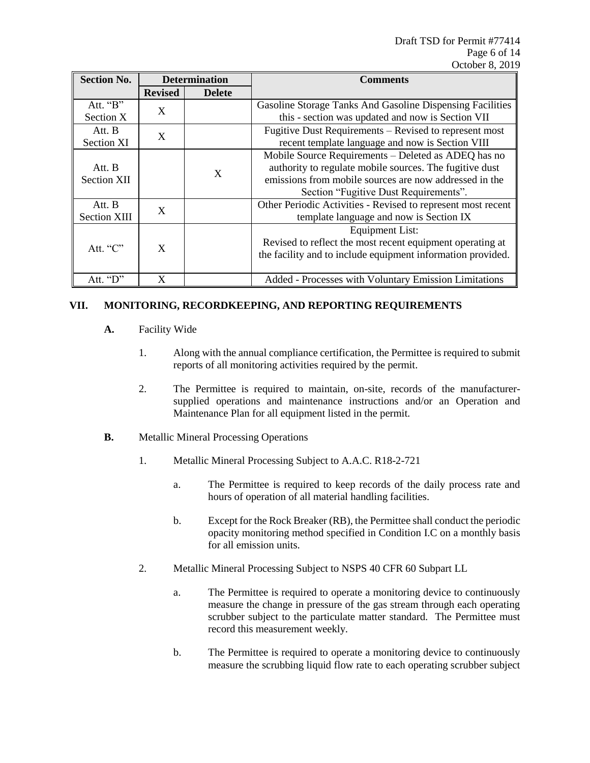| Section No. | Determination | | Comments |
|---|---|---|---|
| | Revised | Delete | |
| Att. "B" Section X | X | | Gasoline Storage Tanks And Gasoline Dispensing Facilities this - section was updated and now is Section VII |
| Att. B Section XI | X | | Fugitive Dust Requirements – Revised to represent most recent template language and now is Section VIII |
| Att. B Section XII | | X | Mobile Source Requirements – Deleted as ADEQ has no authority to regulate mobile sources. The fugitive dust emissions from mobile sources are now addressed in the Section "Fugitive Dust Requirements". |
| Att. B Section XIII | X | | Other Periodic Activities - Revised to represent most recent template language and now is Section IX |
| Att. "C" | X | | Equipment List: Revised to reflect the most recent equipment operating at the facility and to include equipment information provided. |
| Att. "D" | X | | Added - Processes with Voluntary Emission Limitations |

## VII. MONITORING, RECORDKEEPING, AND REPORTING REQUIREMENTS

**A.** Facility Wide

1. Along with the annual compliance certification, the Permittee is required to submit reports of all monitoring activities required by the permit.

2. The Permittee is required to maintain, on-site, records of the manufacturer-supplied operations and maintenance instructions and/or an Operation and Maintenance Plan for all equipment listed in the permit.

**B.** Metallic Mineral Processing Operations

1. Metallic Mineral Processing Subject to A.A.C. R18-2-721

   a. The Permittee is required to keep records of the daily process rate and hours of operation of all material handling facilities.

   b. Except for the Rock Breaker (RB), the Permittee shall conduct the periodic opacity monitoring method specified in Condition I.C on a monthly basis for all emission units.

2. Metallic Mineral Processing Subject to NSPS 40 CFR 60 Subpart LL

   a. The Permittee is required to operate a monitoring device to continuously measure the change in pressure of the gas stream through each operating scrubber subject to the particulate matter standard. The Permittee must record this measurement weekly.

   b. The Permittee is required to operate a monitoring device to continuously measure the scrubbing liquid flow rate to each operating scrubber subject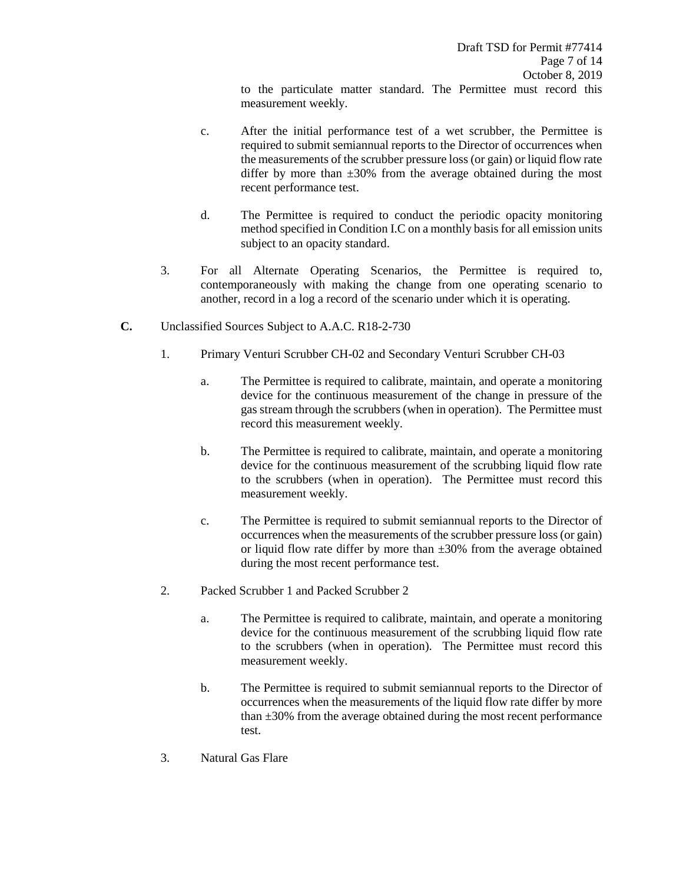to the particulate matter standard. The Permittee must record this measurement weekly.

c. After the initial performance test of a wet scrubber, the Permittee is required to submit semiannual reports to the Director of occurrences when the measurements of the scrubber pressure loss (or gain) or liquid flow rate differ by more than ±30% from the average obtained during the most recent performance test.

d. The Permittee is required to conduct the periodic opacity monitoring method specified in Condition I.C on a monthly basis for all emission units subject to an opacity standard.

3. For all Alternate Operating Scenarios, the Permittee is required to, contemporaneously with making the change from one operating scenario to another, record in a log a record of the scenario under which it is operating.

**C.** Unclassified Sources Subject to A.A.C. R18-2-730

1. Primary Venturi Scrubber CH-02 and Secondary Venturi Scrubber CH-03

   a. The Permittee is required to calibrate, maintain, and operate a monitoring device for the continuous measurement of the change in pressure of the gas stream through the scrubbers (when in operation). The Permittee must record this measurement weekly.

   b. The Permittee is required to calibrate, maintain, and operate a monitoring device for the continuous measurement of the scrubbing liquid flow rate to the scrubbers (when in operation). The Permittee must record this measurement weekly.

   c. The Permittee is required to submit semiannual reports to the Director of occurrences when the measurements of the scrubber pressure loss (or gain) or liquid flow rate differ by more than ±30% from the average obtained during the most recent performance test.

2. Packed Scrubber 1 and Packed Scrubber 2

   a. The Permittee is required to calibrate, maintain, and operate a monitoring device for the continuous measurement of the scrubbing liquid flow rate to the scrubbers (when in operation). The Permittee must record this measurement weekly.

   b. The Permittee is required to submit semiannual reports to the Director of occurrences when the measurements of the liquid flow rate differ by more than ±30% from the average obtained during the most recent performance test.

3. Natural Gas Flare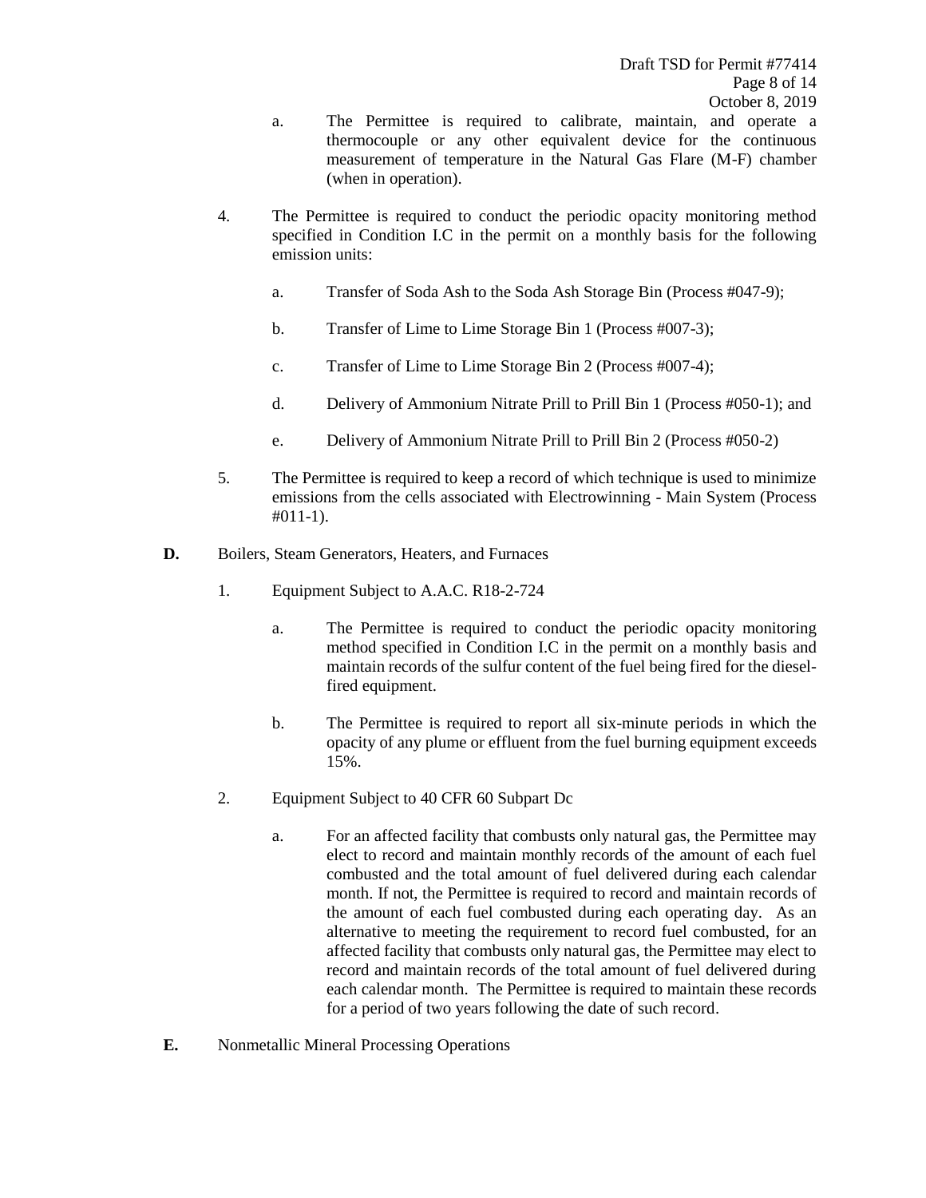a. The Permittee is required to calibrate, maintain, and operate a thermocouple or any other equivalent device for the continuous measurement of temperature in the Natural Gas Flare (M-F) chamber (when in operation).

4. The Permittee is required to conduct the periodic opacity monitoring method specified in Condition I.C in the permit on a monthly basis for the following emission units:

   a. Transfer of Soda Ash to the Soda Ash Storage Bin (Process #047-9);

   b. Transfer of Lime to Lime Storage Bin 1 (Process #007-3);

   c. Transfer of Lime to Lime Storage Bin 2 (Process #007-4);

   d. Delivery of Ammonium Nitrate Prill to Prill Bin 1 (Process #050-1); and

   e. Delivery of Ammonium Nitrate Prill to Prill Bin 2 (Process #050-2)

5. The Permittee is required to keep a record of which technique is used to minimize emissions from the cells associated with Electrowinning - Main System (Process #011-1).

**D.** Boilers, Steam Generators, Heaters, and Furnaces

1. Equipment Subject to A.A.C. R18-2-724

   a. The Permittee is required to conduct the periodic opacity monitoring method specified in Condition I.C in the permit on a monthly basis and maintain records of the sulfur content of the fuel being fired for the diesel-fired equipment.

   b. The Permittee is required to report all six-minute periods in which the opacity of any plume or effluent from the fuel burning equipment exceeds 15%.

2. Equipment Subject to 40 CFR 60 Subpart Dc

   a. For an affected facility that combusts only natural gas, the Permittee may elect to record and maintain monthly records of the amount of each fuel combusted and the total amount of fuel delivered during each calendar month. If not, the Permittee is required to record and maintain records of the amount of each fuel combusted during each operating day. As an alternative to meeting the requirement to record fuel combusted, for an affected facility that combusts only natural gas, the Permittee may elect to record and maintain records of the total amount of fuel delivered during each calendar month. The Permittee is required to maintain these records for a period of two years following the date of such record.

**E.** Nonmetallic Mineral Processing Operations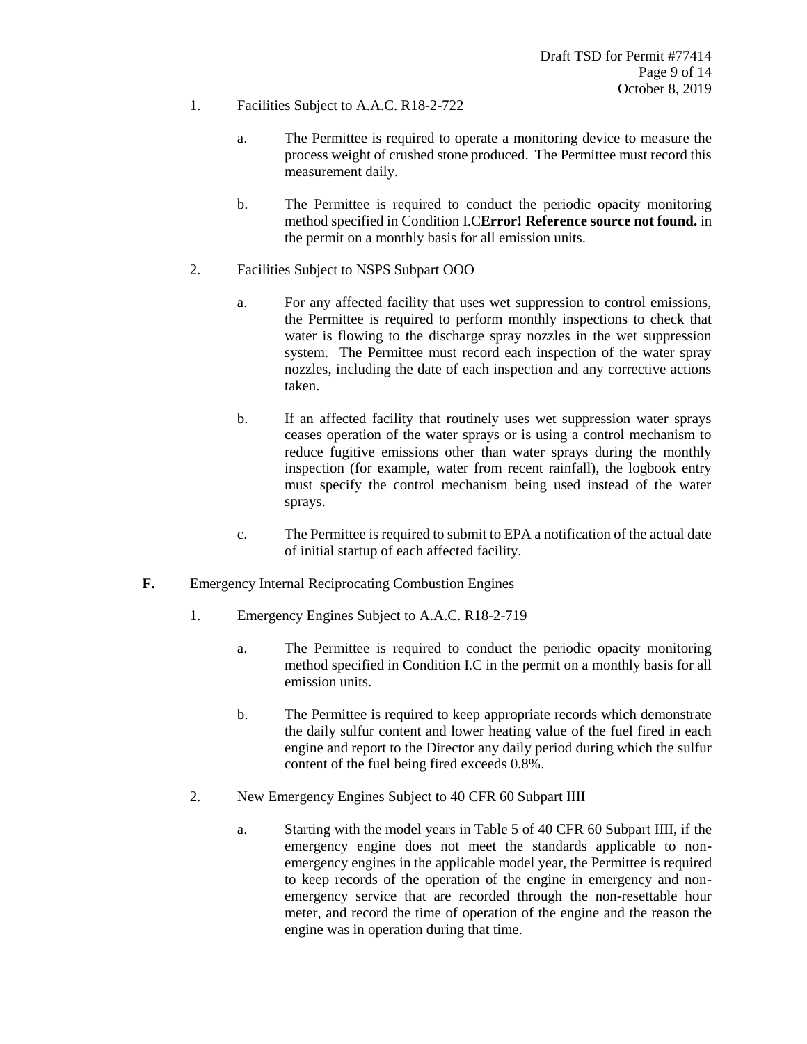1. Facilities Subject to A.A.C. R18-2-722

   a. The Permittee is required to operate a monitoring device to measure the process weight of crushed stone produced. The Permittee must record this measurement daily.

   b. The Permittee is required to conduct the periodic opacity monitoring method specified in Condition I.C**Error! Reference source not found.** in the permit on a monthly basis for all emission units.

2. Facilities Subject to NSPS Subpart OOO

   a. For any affected facility that uses wet suppression to control emissions, the Permittee is required to perform monthly inspections to check that water is flowing to the discharge spray nozzles in the wet suppression system. The Permittee must record each inspection of the water spray nozzles, including the date of each inspection and any corrective actions taken.

   b. If an affected facility that routinely uses wet suppression water sprays ceases operation of the water sprays or is using a control mechanism to reduce fugitive emissions other than water sprays during the monthly inspection (for example, water from recent rainfall), the logbook entry must specify the control mechanism being used instead of the water sprays.

   c. The Permittee is required to submit to EPA a notification of the actual date of initial startup of each affected facility.

**F.** Emergency Internal Reciprocating Combustion Engines

1. Emergency Engines Subject to A.A.C. R18-2-719

   a. The Permittee is required to conduct the periodic opacity monitoring method specified in Condition I.C in the permit on a monthly basis for all emission units.

   b. The Permittee is required to keep appropriate records which demonstrate the daily sulfur content and lower heating value of the fuel fired in each engine and report to the Director any daily period during which the sulfur content of the fuel being fired exceeds 0.8%.

2. New Emergency Engines Subject to 40 CFR 60 Subpart IIII

   a. Starting with the model years in Table 5 of 40 CFR 60 Subpart IIII, if the emergency engine does not meet the standards applicable to non-emergency engines in the applicable model year, the Permittee is required to keep records of the operation of the engine in emergency and non-emergency service that are recorded through the non-resettable hour meter, and record the time of operation of the engine and the reason the engine was in operation during that time.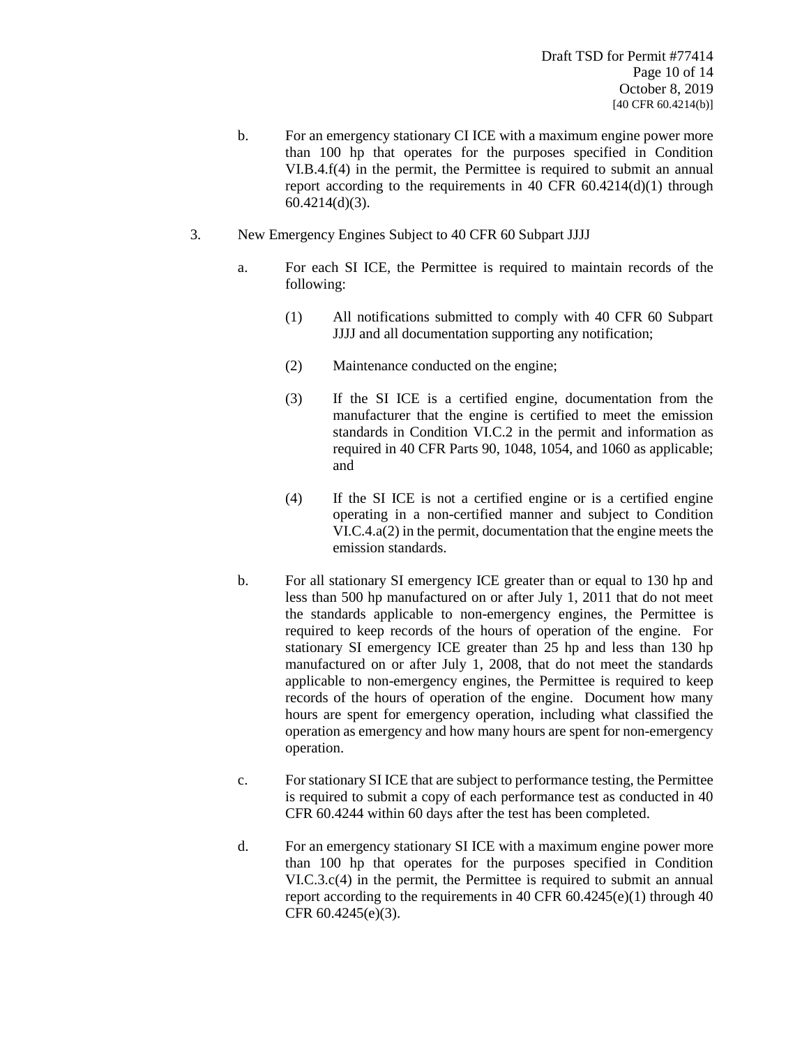[40 CFR 60.4214(b)]

b. For an emergency stationary CI ICE with a maximum engine power more than 100 hp that operates for the purposes specified in Condition VI.B.4.f(4) in the permit, the Permittee is required to submit an annual report according to the requirements in 40 CFR 60.4214(d)(1) through 60.4214(d)(3).

3. New Emergency Engines Subject to 40 CFR 60 Subpart JJJJ

a. For each SI ICE, the Permittee is required to maintain records of the following:

(1) All notifications submitted to comply with 40 CFR 60 Subpart JJJJ and all documentation supporting any notification;

(2) Maintenance conducted on the engine;

(3) If the SI ICE is a certified engine, documentation from the manufacturer that the engine is certified to meet the emission standards in Condition VI.C.2 in the permit and information as required in 40 CFR Parts 90, 1048, 1054, and 1060 as applicable; and

(4) If the SI ICE is not a certified engine or is a certified engine operating in a non-certified manner and subject to Condition VI.C.4.a(2) in the permit, documentation that the engine meets the emission standards.

b. For all stationary SI emergency ICE greater than or equal to 130 hp and less than 500 hp manufactured on or after July 1, 2011 that do not meet the standards applicable to non-emergency engines, the Permittee is required to keep records of the hours of operation of the engine. For stationary SI emergency ICE greater than 25 hp and less than 130 hp manufactured on or after July 1, 2008, that do not meet the standards applicable to non-emergency engines, the Permittee is required to keep records of the hours of operation of the engine. Document how many hours are spent for emergency operation, including what classified the operation as emergency and how many hours are spent for non-emergency operation.

c. For stationary SI ICE that are subject to performance testing, the Permittee is required to submit a copy of each performance test as conducted in 40 CFR 60.4244 within 60 days after the test has been completed.

d. For an emergency stationary SI ICE with a maximum engine power more than 100 hp that operates for the purposes specified in Condition VI.C.3.c(4) in the permit, the Permittee is required to submit an annual report according to the requirements in 40 CFR 60.4245(e)(1) through 40 CFR 60.4245(e)(3).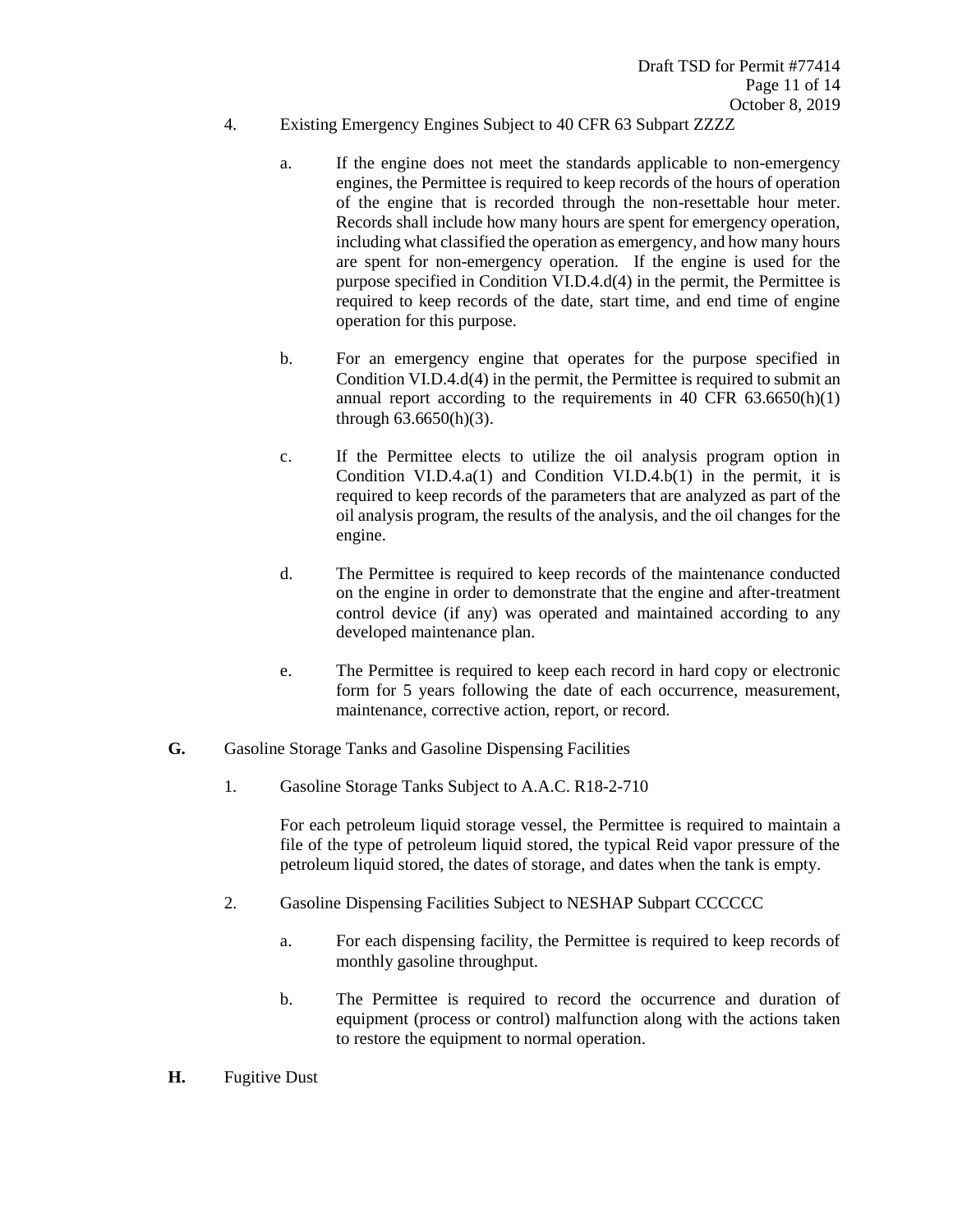4. Existing Emergency Engines Subject to 40 CFR 63 Subpart ZZZZ

   a. If the engine does not meet the standards applicable to non-emergency engines, the Permittee is required to keep records of the hours of operation of the engine that is recorded through the non-resettable hour meter. Records shall include how many hours are spent for emergency operation, including what classified the operation as emergency, and how many hours are spent for non-emergency operation. If the engine is used for the purpose specified in Condition VI.D.4.d(4) in the permit, the Permittee is required to keep records of the date, start time, and end time of engine operation for this purpose.

   b. For an emergency engine that operates for the purpose specified in Condition VI.D.4.d(4) in the permit, the Permittee is required to submit an annual report according to the requirements in 40 CFR 63.6650(h)(1) through 63.6650(h)(3).

   c. If the Permittee elects to utilize the oil analysis program option in Condition VI.D.4.a(1) and Condition VI.D.4.b(1) in the permit, it is required to keep records of the parameters that are analyzed as part of the oil analysis program, the results of the analysis, and the oil changes for the engine.

   d. The Permittee is required to keep records of the maintenance conducted on the engine in order to demonstrate that the engine and after-treatment control device (if any) was operated and maintained according to any developed maintenance plan.

   e. The Permittee is required to keep each record in hard copy or electronic form for 5 years following the date of each occurrence, measurement, maintenance, corrective action, report, or record.

**G.** Gasoline Storage Tanks and Gasoline Dispensing Facilities

1. Gasoline Storage Tanks Subject to A.A.C. R18-2-710

   For each petroleum liquid storage vessel, the Permittee is required to maintain a file of the type of petroleum liquid stored, the typical Reid vapor pressure of the petroleum liquid stored, the dates of storage, and dates when the tank is empty.

2. Gasoline Dispensing Facilities Subject to NESHAP Subpart CCCCCC

   a. For each dispensing facility, the Permittee is required to keep records of monthly gasoline throughput.

   b. The Permittee is required to record the occurrence and duration of equipment (process or control) malfunction along with the actions taken to restore the equipment to normal operation.

**H.** Fugitive Dust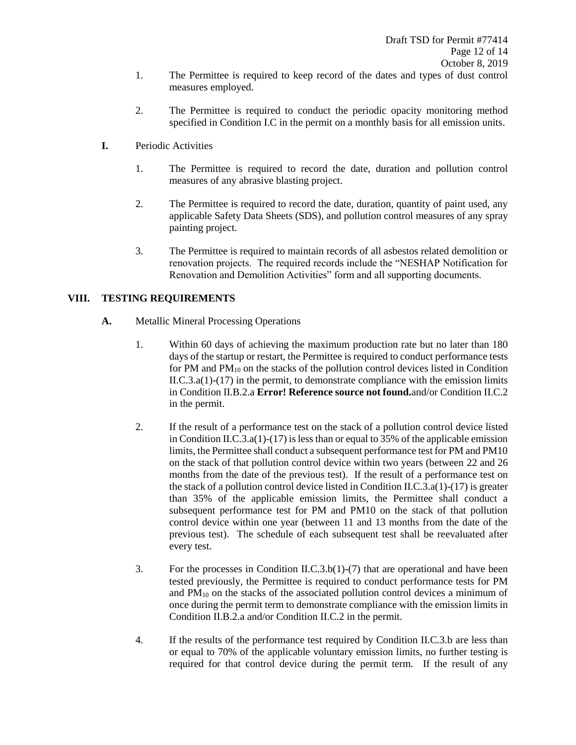1. The Permittee is required to keep record of the dates and types of dust control measures employed.

2. The Permittee is required to conduct the periodic opacity monitoring method specified in Condition I.C in the permit on a monthly basis for all emission units.

**I.** Periodic Activities

1. The Permittee is required to record the date, duration and pollution control measures of any abrasive blasting project.

2. The Permittee is required to record the date, duration, quantity of paint used, any applicable Safety Data Sheets (SDS), and pollution control measures of any spray painting project.

3. The Permittee is required to maintain records of all asbestos related demolition or renovation projects. The required records include the "NESHAP Notification for Renovation and Demolition Activities" form and all supporting documents.

## VIII. TESTING REQUIREMENTS

**A.** Metallic Mineral Processing Operations

1. Within 60 days of achieving the maximum production rate but no later than 180 days of the startup or restart, the Permittee is required to conduct performance tests for PM and $PM_{10}$ on the stacks of the pollution control devices listed in Condition II.C.3.a(1)-(17) in the permit, to demonstrate compliance with the emission limits in Condition II.B.2.a **Error! Reference source not found.**and/or Condition II.C.2 in the permit.

2. If the result of a performance test on the stack of a pollution control device listed in Condition II.C.3.a(1)-(17) is less than or equal to 35% of the applicable emission limits, the Permittee shall conduct a subsequent performance test for PM and PM10 on the stack of that pollution control device within two years (between 22 and 26 months from the date of the previous test). If the result of a performance test on the stack of a pollution control device listed in Condition II.C.3.a(1)-(17) is greater than 35% of the applicable emission limits, the Permittee shall conduct a subsequent performance test for PM and PM10 on the stack of that pollution control device within one year (between 11 and 13 months from the date of the previous test). The schedule of each subsequent test shall be reevaluated after every test.

3. For the processes in Condition II.C.3.b(1)-(7) that are operational and have been tested previously, the Permittee is required to conduct performance tests for PM and $PM_{10}$ on the stacks of the associated pollution control devices a minimum of once during the permit term to demonstrate compliance with the emission limits in Condition II.B.2.a and/or Condition II.C.2 in the permit.

4. If the results of the performance test required by Condition II.C.3.b are less than or equal to 70% of the applicable voluntary emission limits, no further testing is required for that control device during the permit term. If the result of any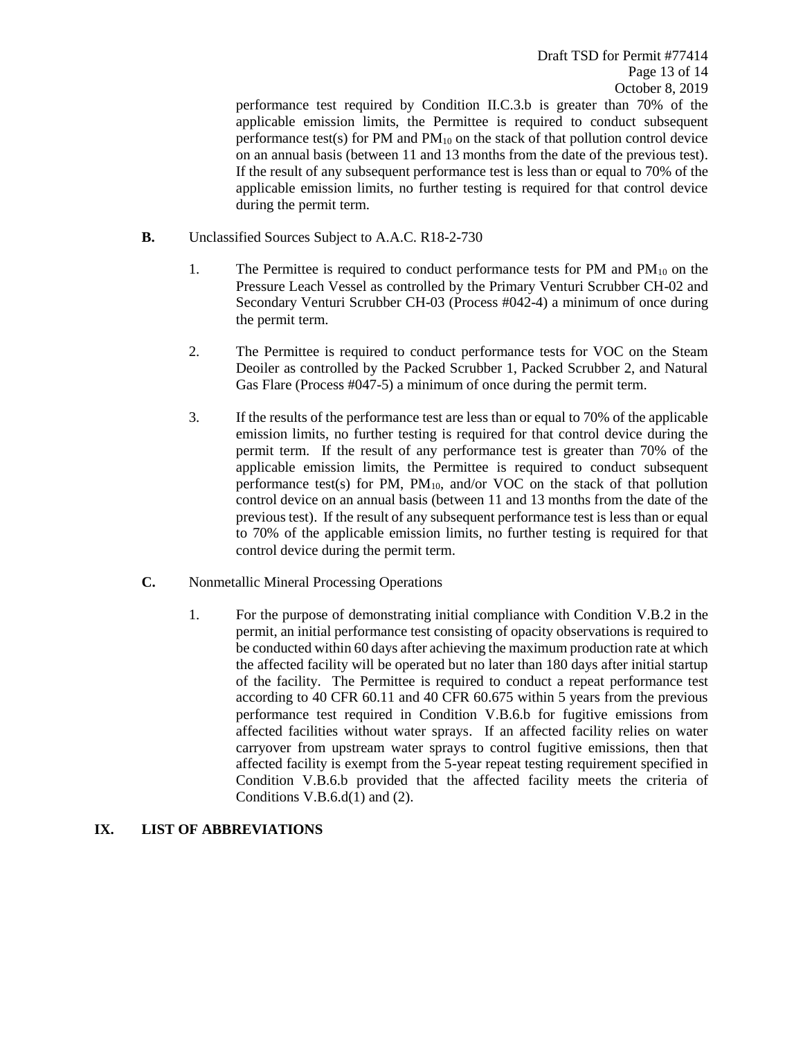performance test required by Condition II.C.3.b is greater than 70% of the applicable emission limits, the Permittee is required to conduct subsequent performance test(s) for PM and $PM_{10}$ on the stack of that pollution control device on an annual basis (between 11 and 13 months from the date of the previous test). If the result of any subsequent performance test is less than or equal to 70% of the applicable emission limits, no further testing is required for that control device during the permit term.

**B.** Unclassified Sources Subject to A.A.C. R18-2-730

1. The Permittee is required to conduct performance tests for PM and $PM_{10}$ on the Pressure Leach Vessel as controlled by the Primary Venturi Scrubber CH-02 and Secondary Venturi Scrubber CH-03 (Process #042-4) a minimum of once during the permit term.

2. The Permittee is required to conduct performance tests for VOC on the Steam Deoiler as controlled by the Packed Scrubber 1, Packed Scrubber 2, and Natural Gas Flare (Process #047-5) a minimum of once during the permit term.

3. If the results of the performance test are less than or equal to 70% of the applicable emission limits, no further testing is required for that control device during the permit term. If the result of any performance test is greater than 70% of the applicable emission limits, the Permittee is required to conduct subsequent performance test(s) for PM, $PM_{10}$, and/or VOC on the stack of that pollution control device on an annual basis (between 11 and 13 months from the date of the previous test). If the result of any subsequent performance test is less than or equal to 70% of the applicable emission limits, no further testing is required for that control device during the permit term.

**C.** Nonmetallic Mineral Processing Operations

1. For the purpose of demonstrating initial compliance with Condition V.B.2 in the permit, an initial performance test consisting of opacity observations is required to be conducted within 60 days after achieving the maximum production rate at which the affected facility will be operated but no later than 180 days after initial startup of the facility. The Permittee is required to conduct a repeat performance test according to 40 CFR 60.11 and 40 CFR 60.675 within 5 years from the previous performance test required in Condition V.B.6.b for fugitive emissions from affected facilities without water sprays. If an affected facility relies on water carryover from upstream water sprays to control fugitive emissions, then that affected facility is exempt from the 5-year repeat testing requirement specified in Condition V.B.6.b provided that the affected facility meets the criteria of Conditions V.B.6.d(1) and (2).

## IX. LIST OF ABBREVIATIONS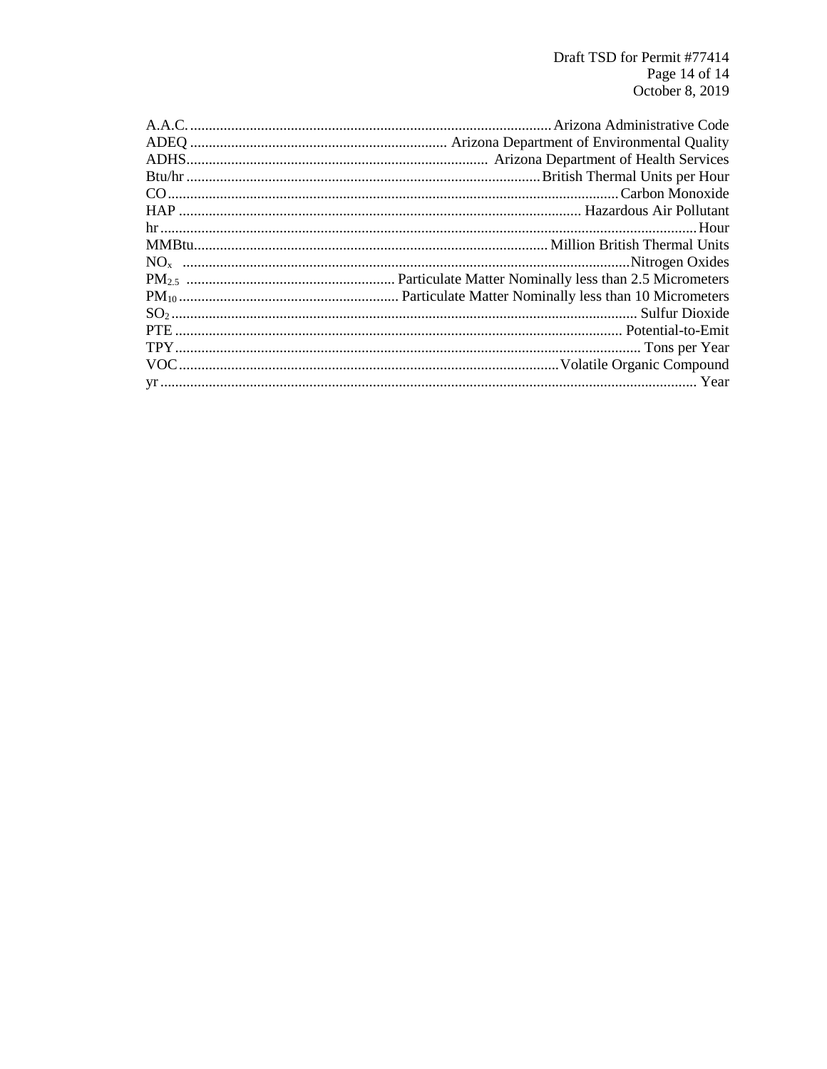A.A.C. ................................................................................................ Arizona Administrative Code
ADEQ .................................................................... Arizona Department of Environmental Quality
ADHS................................................................................ Arizona Department of Health Services
Btu/hr ................................................................................................ British Thermal Units per Hour
CO ........................................................................................................................ Carbon Monoxide
HAP ...................................................................................................... Hazardous Air Pollutant
hr ............................................................................................................................................ Hour
MMBtu.............................................................................................. Million British Thermal Units
$NO_x$ ....................................................................................................................... Nitrogen Oxides
$PM_{2.5}$ ........................................................ Particulate Matter Nominally less than 2.5 Micrometers
$PM_{10}$ ............................................................ Particulate Matter Nominally less than 10 Micrometers
$SO_2$ ............................................................................................................................ Sulfur Dioxide
PTE ....................................................................................................................... Potential-to-Emit
TPY ........................................................................................................................... Tons per Year
VOC ...................................................................................................... Volatile Organic Compound
yr .............................................................................................................................................. Year